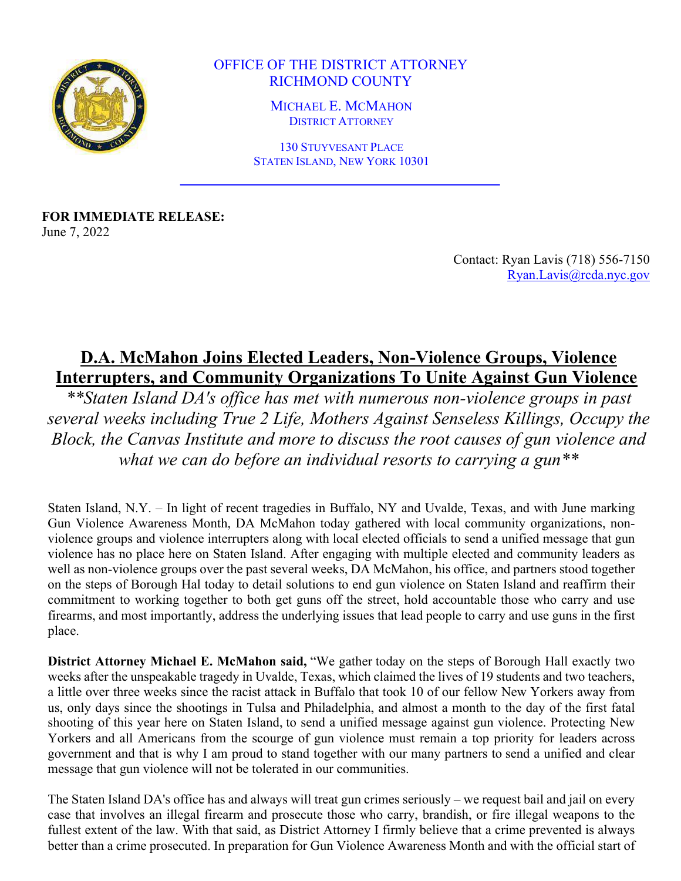OFFICE OF THE DISTRICT ATTORNEY
RICHMOND COUNTY

MICHAEL E. MCMAHON
DISTRICT ATTORNEY

130 STUYVESANT PLACE
STATEN ISLAND, NEW YORK 10301

**FOR IMMEDIATE RELEASE:**
June 7, 2022

Contact: Ryan Lavis (718) 556-7150
Ryan.Lavis@rcda.nyc.gov

# D.A. McMahon Joins Elected Leaders, Non-Violence Groups, Violence Interrupters, and Community Organizations To Unite Against Gun Violence

*\*\*Staten Island DA's office has met with numerous non-violence groups in past several weeks including True 2 Life, Mothers Against Senseless Killings, Occupy the Block, the Canvas Institute and more to discuss the root causes of gun violence and what we can do before an individual resorts to carrying a gun\*\**

Staten Island, N.Y. – In light of recent tragedies in Buffalo, NY and Uvalde, Texas, and with June marking Gun Violence Awareness Month, DA McMahon today gathered with local community organizations, non-violence groups and violence interrupters along with local elected officials to send a unified message that gun violence has no place here on Staten Island. After engaging with multiple elected and community leaders as well as non-violence groups over the past several weeks, DA McMahon, his office, and partners stood together on the steps of Borough Hal today to detail solutions to end gun violence on Staten Island and reaffirm their commitment to working together to both get guns off the street, hold accountable those who carry and use firearms, and most importantly, address the underlying issues that lead people to carry and use guns in the first place.

**District Attorney Michael E. McMahon said,** "We gather today on the steps of Borough Hall exactly two weeks after the unspeakable tragedy in Uvalde, Texas, which claimed the lives of 19 students and two teachers, a little over three weeks since the racist attack in Buffalo that took 10 of our fellow New Yorkers away from us, only days since the shootings in Tulsa and Philadelphia, and almost a month to the day of the first fatal shooting of this year here on Staten Island, to send a unified message against gun violence. Protecting New Yorkers and all Americans from the scourge of gun violence must remain a top priority for leaders across government and that is why I am proud to stand together with our many partners to send a unified and clear message that gun violence will not be tolerated in our communities.

The Staten Island DA's office has and always will treat gun crimes seriously – we request bail and jail on every case that involves an illegal firearm and prosecute those who carry, brandish, or fire illegal weapons to the fullest extent of the law. With that said, as District Attorney I firmly believe that a crime prevented is always better than a crime prosecuted. In preparation for Gun Violence Awareness Month and with the official start of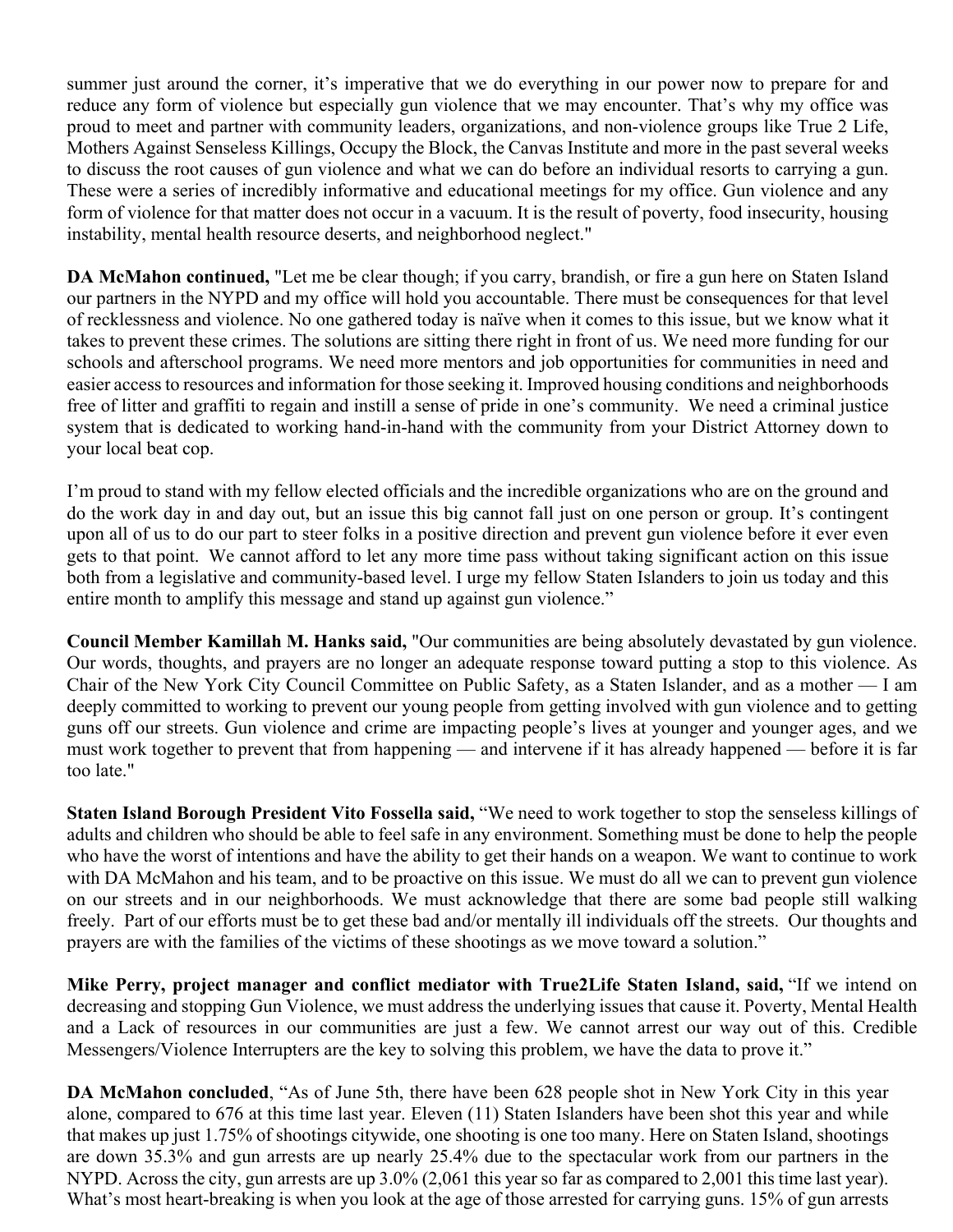summer just around the corner, it's imperative that we do everything in our power now to prepare for and reduce any form of violence but especially gun violence that we may encounter. That's why my office was proud to meet and partner with community leaders, organizations, and non-violence groups like True 2 Life, Mothers Against Senseless Killings, Occupy the Block, the Canvas Institute and more in the past several weeks to discuss the root causes of gun violence and what we can do before an individual resorts to carrying a gun. These were a series of incredibly informative and educational meetings for my office. Gun violence and any form of violence for that matter does not occur in a vacuum. It is the result of poverty, food insecurity, housing instability, mental health resource deserts, and neighborhood neglect."

**DA McMahon continued,** "Let me be clear though; if you carry, brandish, or fire a gun here on Staten Island our partners in the NYPD and my office will hold you accountable. There must be consequences for that level of recklessness and violence. No one gathered today is naïve when it comes to this issue, but we know what it takes to prevent these crimes. The solutions are sitting there right in front of us. We need more funding for our schools and afterschool programs. We need more mentors and job opportunities for communities in need and easier access to resources and information for those seeking it. Improved housing conditions and neighborhoods free of litter and graffiti to regain and instill a sense of pride in one's community. We need a criminal justice system that is dedicated to working hand-in-hand with the community from your District Attorney down to your local beat cop.

I'm proud to stand with my fellow elected officials and the incredible organizations who are on the ground and do the work day in and day out, but an issue this big cannot fall just on one person or group. It's contingent upon all of us to do our part to steer folks in a positive direction and prevent gun violence before it ever even gets to that point. We cannot afford to let any more time pass without taking significant action on this issue both from a legislative and community-based level. I urge my fellow Staten Islanders to join us today and this entire month to amplify this message and stand up against gun violence."

**Council Member Kamillah M. Hanks said,** "Our communities are being absolutely devastated by gun violence. Our words, thoughts, and prayers are no longer an adequate response toward putting a stop to this violence. As Chair of the New York City Council Committee on Public Safety, as a Staten Islander, and as a mother — I am deeply committed to working to prevent our young people from getting involved with gun violence and to getting guns off our streets. Gun violence and crime are impacting people's lives at younger and younger ages, and we must work together to prevent that from happening — and intervene if it has already happened — before it is far too late."

**Staten Island Borough President Vito Fossella said,** "We need to work together to stop the senseless killings of adults and children who should be able to feel safe in any environment. Something must be done to help the people who have the worst of intentions and have the ability to get their hands on a weapon. We want to continue to work with DA McMahon and his team, and to be proactive on this issue. We must do all we can to prevent gun violence on our streets and in our neighborhoods. We must acknowledge that there are some bad people still walking freely. Part of our efforts must be to get these bad and/or mentally ill individuals off the streets. Our thoughts and prayers are with the families of the victims of these shootings as we move toward a solution."

**Mike Perry, project manager and conflict mediator with True2Life Staten Island, said,** "If we intend on decreasing and stopping Gun Violence, we must address the underlying issues that cause it. Poverty, Mental Health and a Lack of resources in our communities are just a few. We cannot arrest our way out of this. Credible Messengers/Violence Interrupters are the key to solving this problem, we have the data to prove it."

**DA McMahon concluded**, "As of June 5th, there have been 628 people shot in New York City in this year alone, compared to 676 at this time last year. Eleven (11) Staten Islanders have been shot this year and while that makes up just 1.75% of shootings citywide, one shooting is one too many. Here on Staten Island, shootings are down 35.3% and gun arrests are up nearly 25.4% due to the spectacular work from our partners in the NYPD. Across the city, gun arrests are up 3.0% (2,061 this year so far as compared to 2,001 this time last year). What's most heart-breaking is when you look at the age of those arrested for carrying guns. 15% of gun arrests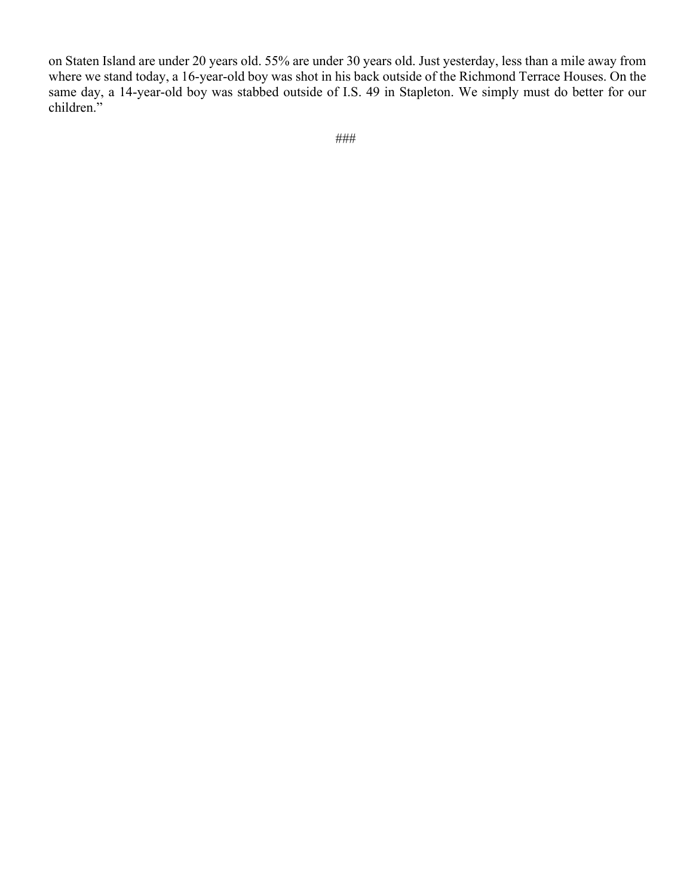on Staten Island are under 20 years old. 55% are under 30 years old. Just yesterday, less than a mile away from where we stand today, a 16-year-old boy was shot in his back outside of the Richmond Terrace Houses. On the same day, a 14-year-old boy was stabbed outside of I.S. 49 in Stapleton. We simply must do better for our children."

###